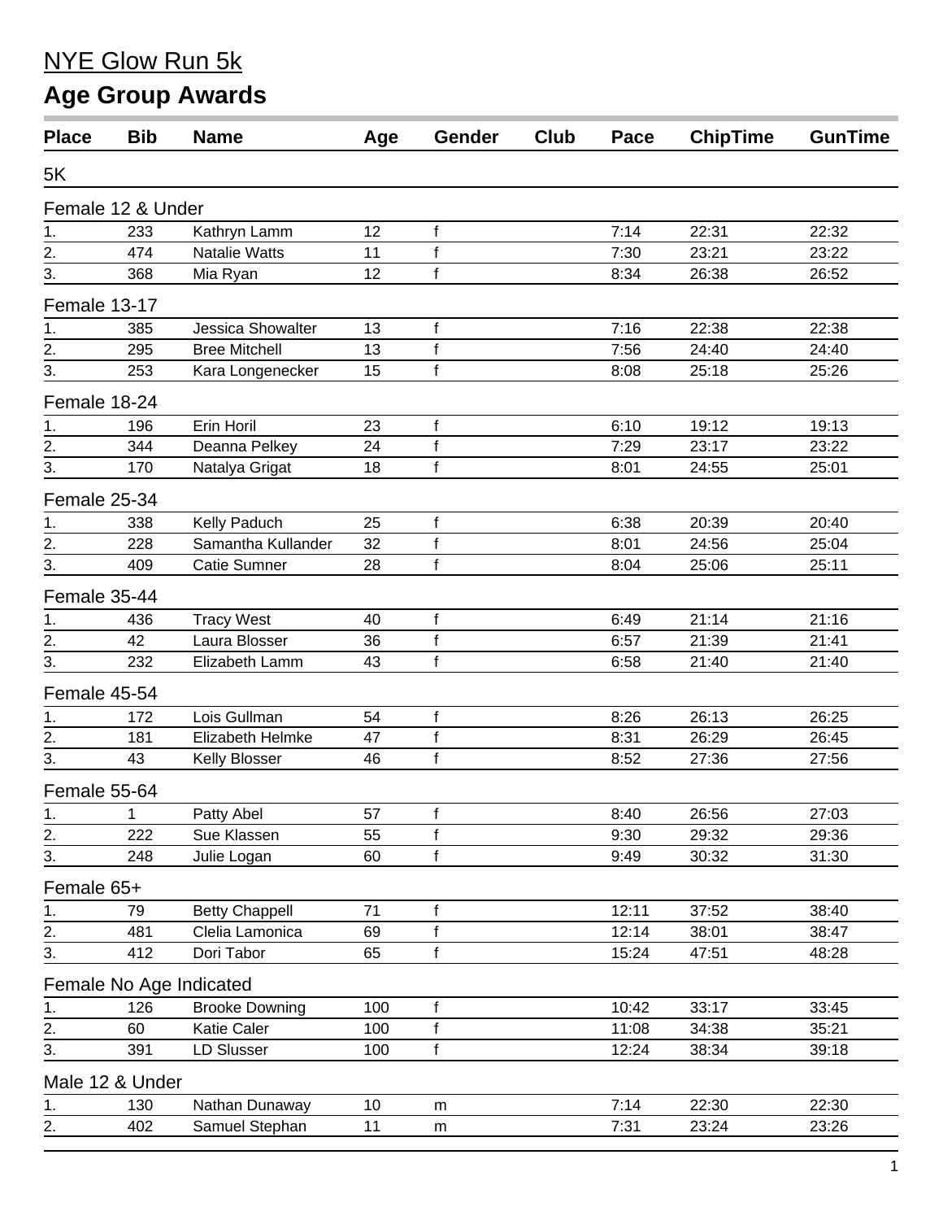# NYE Glow Run 5k

## Age Group Awards

| Place | Bib | Name | Age | Gender | Club | Pace | ChipTime | GunTime |
|---|---|---|---|---|---|---|---|---|
| **5K** | | | | | | | | |
| **Female 12 & Under** | | | | | | | | |
| 1. | 233 | Kathryn Lamm | 12 | f | | 7:14 | 22:31 | 22:32 |
| 2. | 474 | Natalie Watts | 11 | f | | 7:30 | 23:21 | 23:22 |
| 3. | 368 | Mia Ryan | 12 | f | | 8:34 | 26:38 | 26:52 |
| **Female 13-17** | | | | | | | | |
| 1. | 385 | Jessica Showalter | 13 | f | | 7:16 | 22:38 | 22:38 |
| 2. | 295 | Bree Mitchell | 13 | f | | 7:56 | 24:40 | 24:40 |
| 3. | 253 | Kara Longenecker | 15 | f | | 8:08 | 25:18 | 25:26 |
| **Female 18-24** | | | | | | | | |
| 1. | 196 | Erin Horil | 23 | f | | 6:10 | 19:12 | 19:13 |
| 2. | 344 | Deanna Pelkey | 24 | f | | 7:29 | 23:17 | 23:22 |
| 3. | 170 | Natalya Grigat | 18 | f | | 8:01 | 24:55 | 25:01 |
| **Female 25-34** | | | | | | | | |
| 1. | 338 | Kelly Paduch | 25 | f | | 6:38 | 20:39 | 20:40 |
| 2. | 228 | Samantha Kullander | 32 | f | | 8:01 | 24:56 | 25:04 |
| 3. | 409 | Catie Sumner | 28 | f | | 8:04 | 25:06 | 25:11 |
| **Female 35-44** | | | | | | | | |
| 1. | 436 | Tracy West | 40 | f | | 6:49 | 21:14 | 21:16 |
| 2. | 42 | Laura Blosser | 36 | f | | 6:57 | 21:39 | 21:41 |
| 3. | 232 | Elizabeth Lamm | 43 | f | | 6:58 | 21:40 | 21:40 |
| **Female 45-54** | | | | | | | | |
| 1. | 172 | Lois Gullman | 54 | f | | 8:26 | 26:13 | 26:25 |
| 2. | 181 | Elizabeth Helmke | 47 | f | | 8:31 | 26:29 | 26:45 |
| 3. | 43 | Kelly Blosser | 46 | f | | 8:52 | 27:36 | 27:56 |
| **Female 55-64** | | | | | | | | |
| 1. | 1 | Patty Abel | 57 | f | | 8:40 | 26:56 | 27:03 |
| 2. | 222 | Sue Klassen | 55 | f | | 9:30 | 29:32 | 29:36 |
| 3. | 248 | Julie Logan | 60 | f | | 9:49 | 30:32 | 31:30 |
| **Female 65+** | | | | | | | | |
| 1. | 79 | Betty Chappell | 71 | f | | 12:11 | 37:52 | 38:40 |
| 2. | 481 | Clelia Lamonica | 69 | f | | 12:14 | 38:01 | 38:47 |
| 3. | 412 | Dori Tabor | 65 | f | | 15:24 | 47:51 | 48:28 |
| **Female No Age Indicated** | | | | | | | | |
| 1. | 126 | Brooke Downing | 100 | f | | 10:42 | 33:17 | 33:45 |
| 2. | 60 | Katie Caler | 100 | f | | 11:08 | 34:38 | 35:21 |
| 3. | 391 | LD Slusser | 100 | f | | 12:24 | 38:34 | 39:18 |
| **Male 12 & Under** | | | | | | | | |
| 1. | 130 | Nathan Dunaway | 10 | m | | 7:14 | 22:30 | 22:30 |
| 2. | 402 | Samuel Stephan | 11 | m | | 7:31 | 23:24 | 23:26 |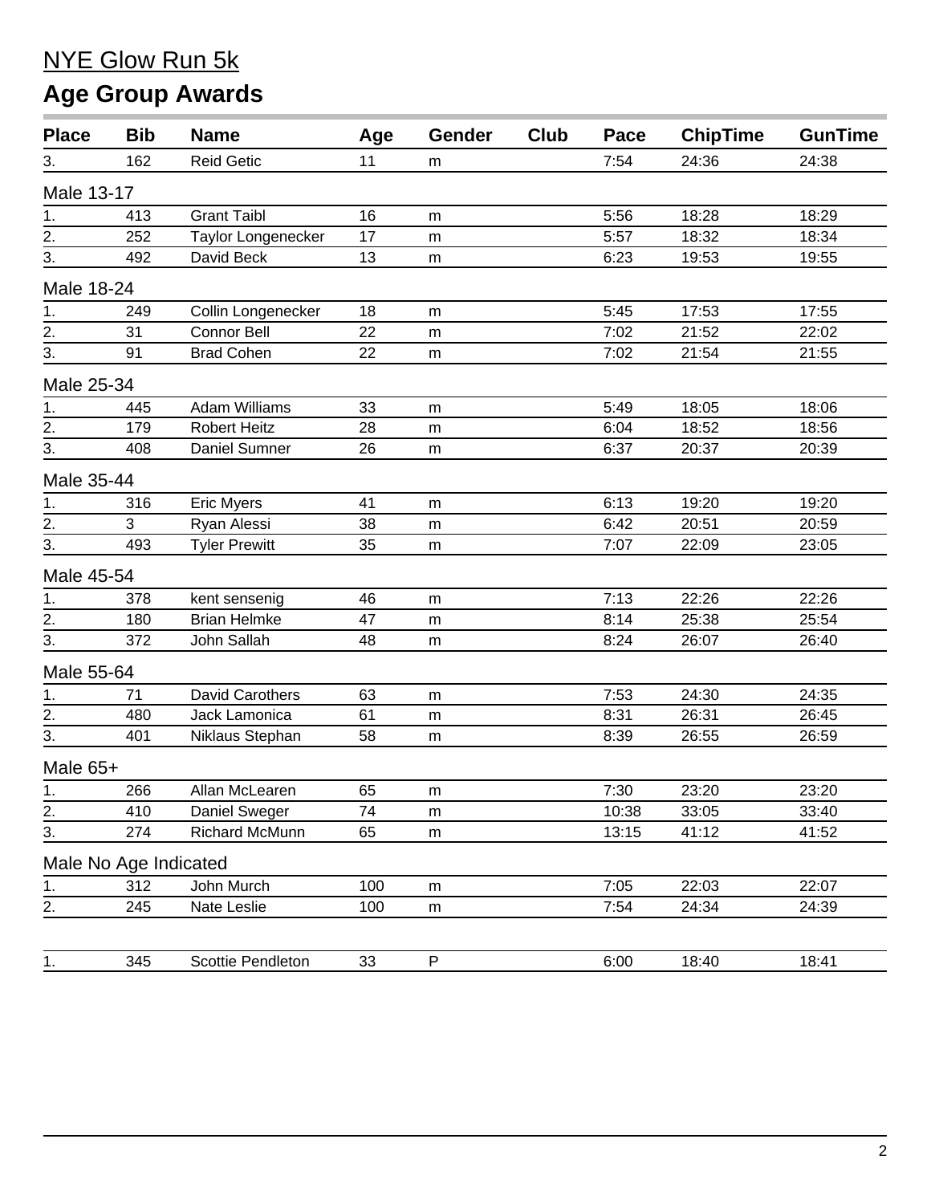# NYE Glow Run 5k

## Age Group Awards

| Place | Bib | Name | Age | Gender | Club | Pace | ChipTime | GunTime |
|---|---|---|---|---|---|---|---|---|
| 3. | 162 | Reid Getic | 11 | m | | 7:54 | 24:36 | 24:38 |
| **Male 13-17** | | | | | | | | |
| 1. | 413 | Grant Taibl | 16 | m | | 5:56 | 18:28 | 18:29 |
| 2. | 252 | Taylor Longenecker | 17 | m | | 5:57 | 18:32 | 18:34 |
| 3. | 492 | David Beck | 13 | m | | 6:23 | 19:53 | 19:55 |
| **Male 18-24** | | | | | | | | |
| 1. | 249 | Collin Longenecker | 18 | m | | 5:45 | 17:53 | 17:55 |
| 2. | 31 | Connor Bell | 22 | m | | 7:02 | 21:52 | 22:02 |
| 3. | 91 | Brad Cohen | 22 | m | | 7:02 | 21:54 | 21:55 |
| **Male 25-34** | | | | | | | | |
| 1. | 445 | Adam Williams | 33 | m | | 5:49 | 18:05 | 18:06 |
| 2. | 179 | Robert Heitz | 28 | m | | 6:04 | 18:52 | 18:56 |
| 3. | 408 | Daniel Sumner | 26 | m | | 6:37 | 20:37 | 20:39 |
| **Male 35-44** | | | | | | | | |
| 1. | 316 | Eric Myers | 41 | m | | 6:13 | 19:20 | 19:20 |
| 2. | 3 | Ryan Alessi | 38 | m | | 6:42 | 20:51 | 20:59 |
| 3. | 493 | Tyler Prewitt | 35 | m | | 7:07 | 22:09 | 23:05 |
| **Male 45-54** | | | | | | | | |
| 1. | 378 | kent sensenig | 46 | m | | 7:13 | 22:26 | 22:26 |
| 2. | 180 | Brian Helmke | 47 | m | | 8:14 | 25:38 | 25:54 |
| 3. | 372 | John Sallah | 48 | m | | 8:24 | 26:07 | 26:40 |
| **Male 55-64** | | | | | | | | |
| 1. | 71 | David Carothers | 63 | m | | 7:53 | 24:30 | 24:35 |
| 2. | 480 | Jack Lamonica | 61 | m | | 8:31 | 26:31 | 26:45 |
| 3. | 401 | Niklaus Stephan | 58 | m | | 8:39 | 26:55 | 26:59 |
| **Male 65+** | | | | | | | | |
| 1. | 266 | Allan McLearen | 65 | m | | 7:30 | 23:20 | 23:20 |
| 2. | 410 | Daniel Sweger | 74 | m | | 10:38 | 33:05 | 33:40 |
| 3. | 274 | Richard McMunn | 65 | m | | 13:15 | 41:12 | 41:52 |
| **Male No Age Indicated** | | | | | | | | |
| 1. | 312 | John Murch | 100 | m | | 7:05 | 22:03 | 22:07 |
| 2. | 245 | Nate Leslie | 100 | m | | 7:54 | 24:34 | 24:39 |
| | | | | | | | | |
| 1. | 345 | Scottie Pendleton | 33 | P | | 6:00 | 18:40 | 18:41 |